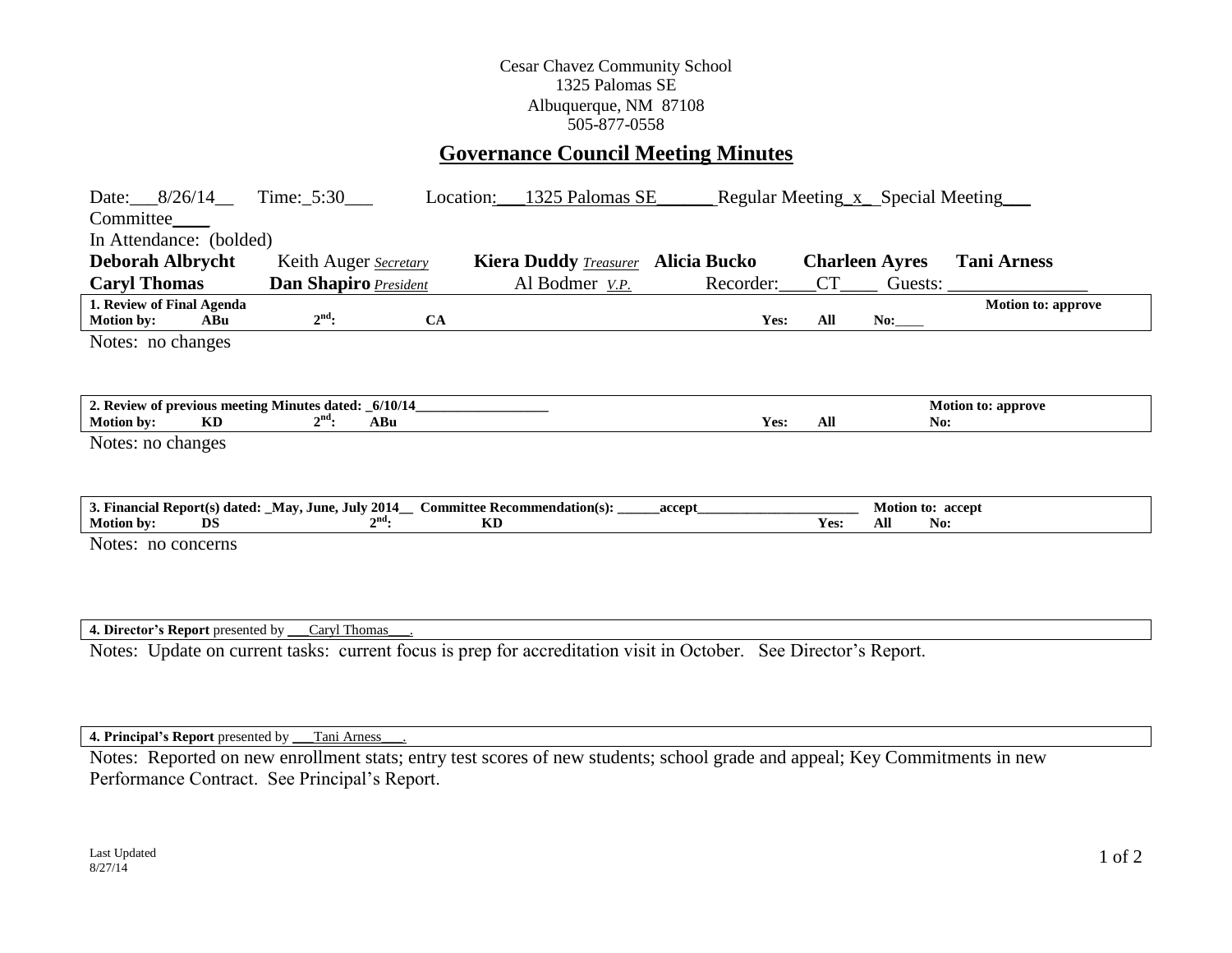Cesar Chavez Community School
1325 Palomas SE
Albuquerque, NM 87108
505-877-0558

# Governance Council Meeting Minutes

Date: 8/26/14 Time: 5:30 Location: 1325 Palomas SE Regular Meeting x Special Meeting ___ Committee ___

In Attendance: (bolded)

| | | | | | |
|---|---|---|---|---|---|
| **Deborah Albrycht** | Keith Auger *Secretary* | **Kiera Duddy** *Treasurer* | **Alicia Bucko** | **Charleen Ayres** | **Tani Arness** |
| **Caryl Thomas** | **Dan Shapiro** *President* | Al Bodmer *V.P.* | Recorder: CT | Guests: ___ | |

**1. Review of Final Agenda** — **Motion to: approve**
**Motion by:** ABu **2nd:** CA **Yes:** All **No:** ___

Notes: no changes

**2. Review of previous meeting Minutes dated:** 6/10/14 — **Motion to: approve**
**Motion by:** KD **2nd:** ABu **Yes:** All **No:**

Notes: no changes

**3. Financial Report(s) dated:** May, June, July 2014 **Committee Recommendation(s):** accept — **Motion to: accept**
**Motion by:** DS **2nd:** KD **Yes:** All **No:**

Notes: no concerns

**4. Director's Report** presented by Caryl Thomas.

Notes: Update on current tasks: current focus is prep for accreditation visit in October. See Director's Report.

**4. Principal's Report** presented by Tani Arness.

Notes: Reported on new enrollment stats; entry test scores of new students; school grade and appeal; Key Commitments in new Performance Contract. See Principal's Report.

Last Updated
8/27/14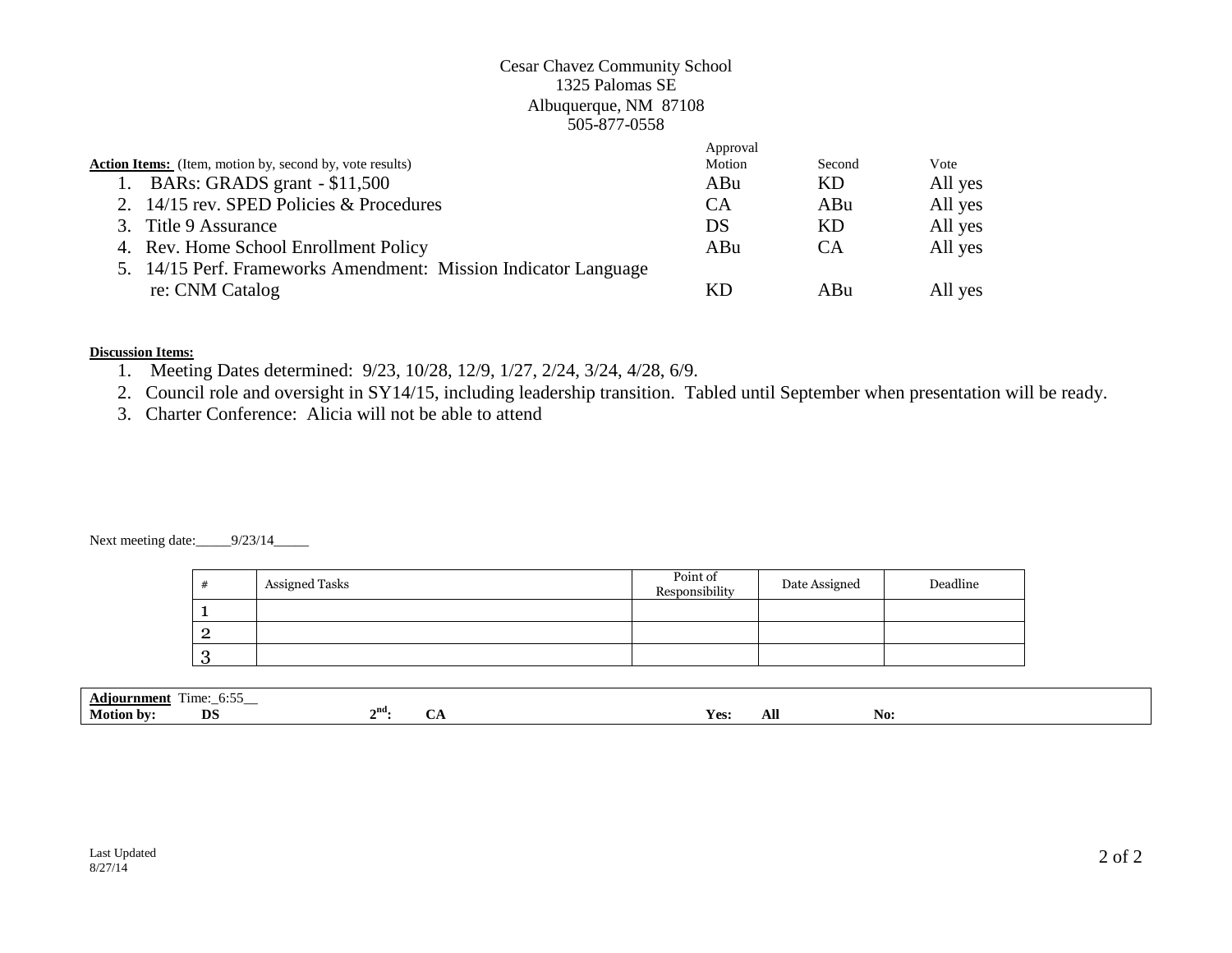Cesar Chavez Community School
1325 Palomas SE
Albuquerque, NM 87108
505-877-0558

**Action Items:** (Item, motion by, second by, vote results)

| Action Items | Approval Motion | Second | Vote |
|---|---|---|---|
| 1. BARs: GRADS grant - $11,500 | ABu | KD | All yes |
| 2. 14/15 rev. SPED Policies & Procedures | CA | ABu | All yes |
| 3. Title 9 Assurance | DS | KD | All yes |
| 4. Rev. Home School Enrollment Policy | ABu | CA | All yes |
| 5. 14/15 Perf. Frameworks Amendment: Mission Indicator Language re: CNM Catalog | KD | ABu | All yes |

**Discussion Items:**

1. Meeting Dates determined: 9/23, 10/28, 12/9, 1/27, 2/24, 3/24, 4/28, 6/9.
2. Council role and oversight in SY14/15, including leadership transition. Tabled until September when presentation will be ready.
3. Charter Conference: Alicia will not be able to attend

Next meeting date:_____9/23/14_____

| # | Assigned Tasks | Point of Responsibility | Date Assigned | Deadline |
|---|---|---|---|---|
| 1 | | | | |
| 2 | | | | |
| 3 | | | | |

**Adjournment** Time:_6:55__
**Motion by:** **DS** **2nd:** **CA** **Yes:** **All** **No:**

Last Updated
8/27/14